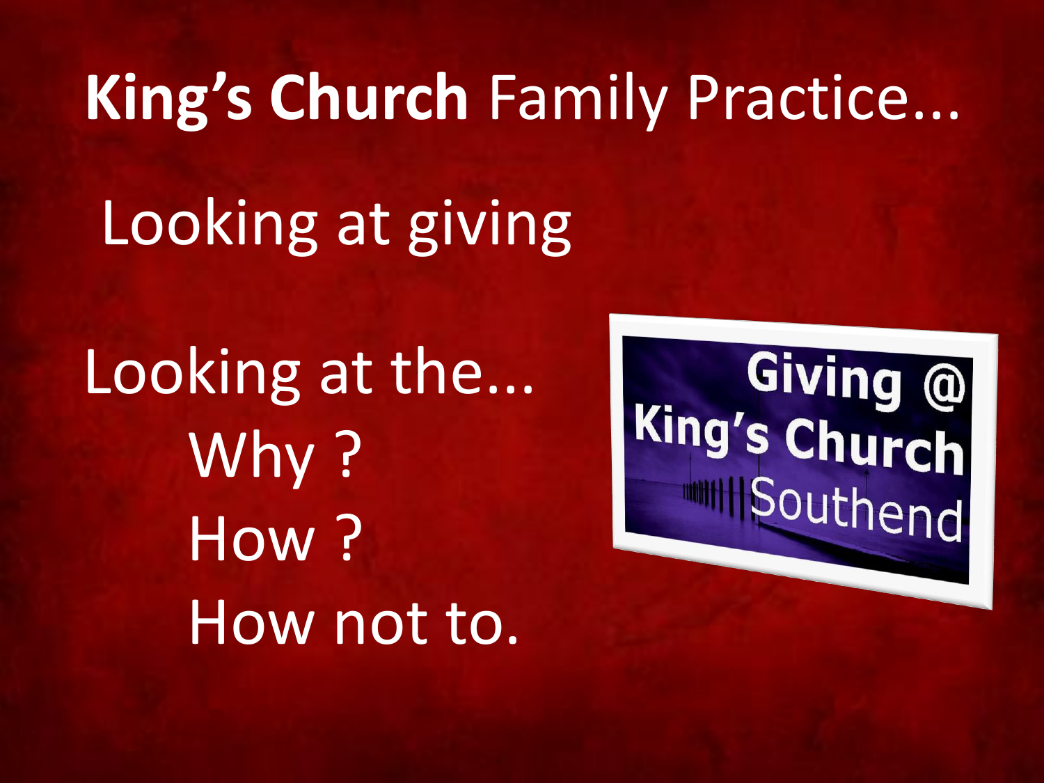# **King's Church** Family Practice...

## Looking at giving

Looking at the...

- Why ?
- How ?
- How not to.

Giving @ King's Church Southend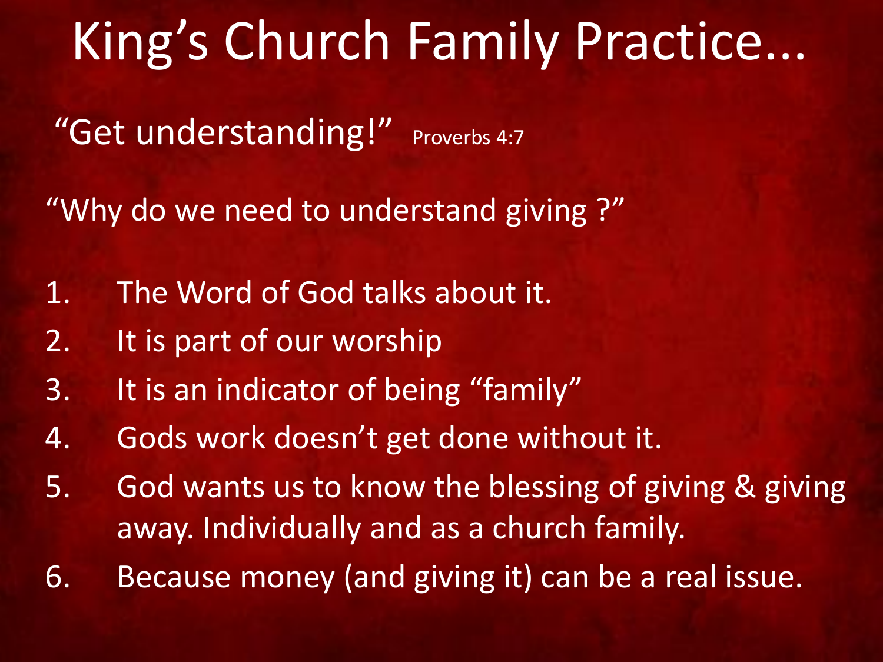# King's Church Family Practice...

"Get understanding!" Proverbs 4:7

"Why do we need to understand giving ?"

1. The Word of God talks about it.
2. It is part of our worship
3. It is an indicator of being "family"
4. Gods work doesn't get done without it.
5. God wants us to know the blessing of giving & giving away. Individually and as a church family.
6. Because money (and giving it) can be a real issue.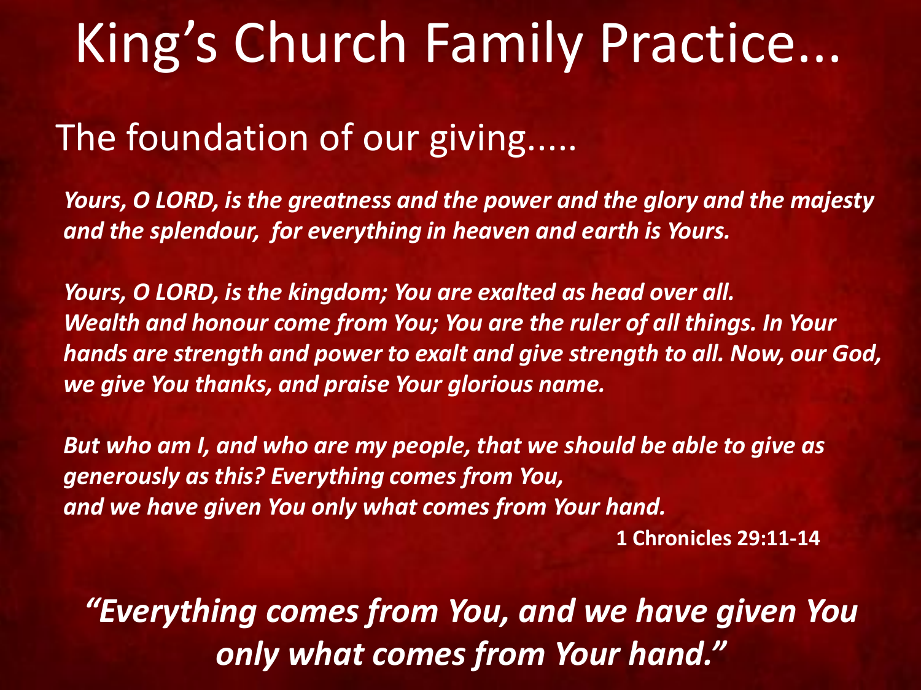# King's Church Family Practice...

## The foundation of our giving.....

***Yours, O LORD, is the greatness and the power and the glory and the majesty and the splendour, for everything in heaven and earth is Yours.***

***Yours, O LORD, is the kingdom; You are exalted as head over all. Wealth and honour come from You; You are the ruler of all things. In Your hands are strength and power to exalt and give strength to all. Now, our God, we give You thanks, and praise Your glorious name.***

***But who am I, and who are my people, that we should be able to give as generously as this? Everything comes from You, and we have given You only what comes from Your hand.***

**1 Chronicles 29:11-14**

***"Everything comes from You, and we have given You only what comes from Your hand."***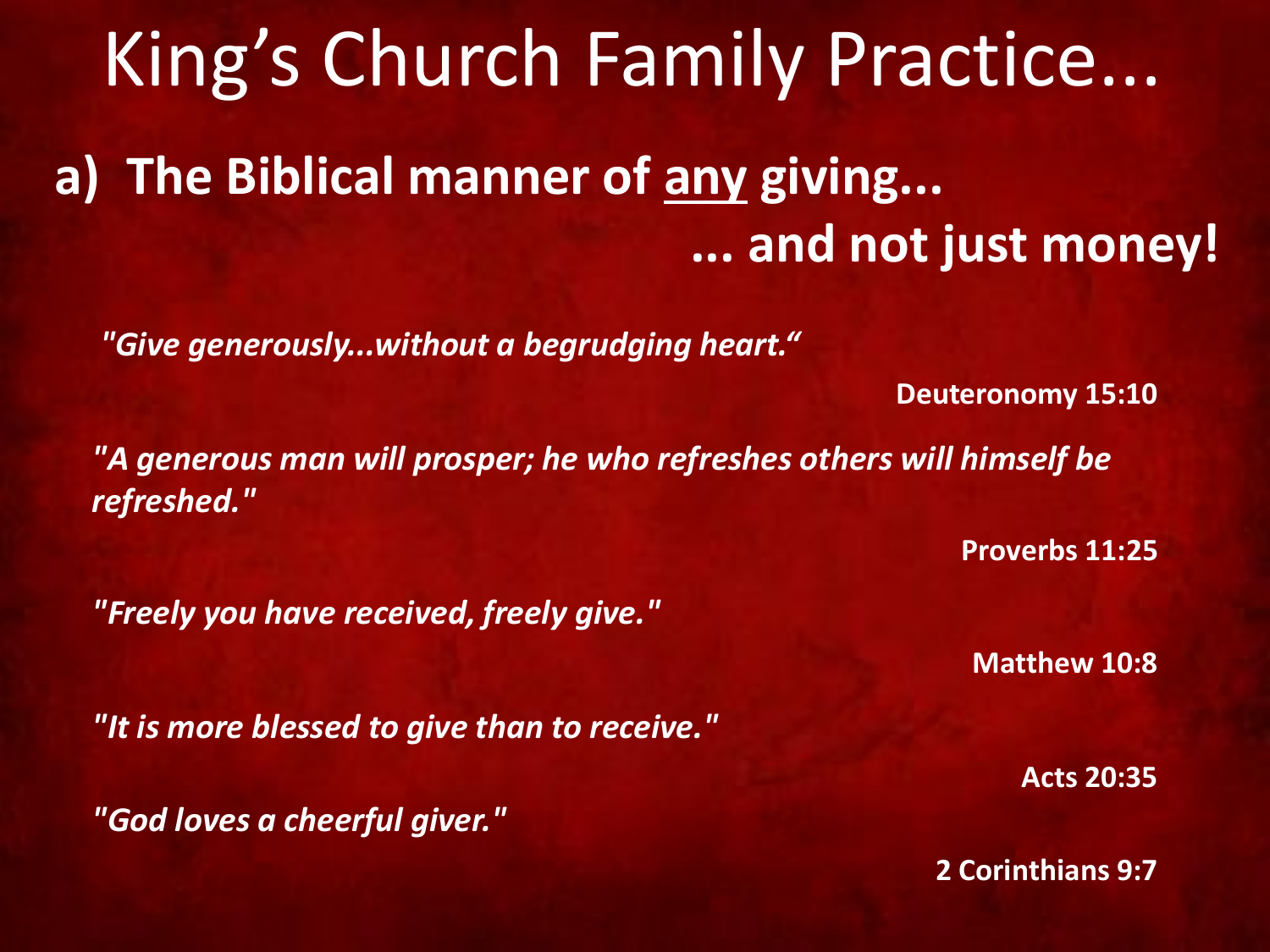# King’s Church Family Practice...

## a) The Biblical manner of <u>any</u> giving... ... and not just money!

*"Give generously...without a begrudging heart.“*

**Deuteronomy 15:10**

*"A generous man will prosper; he who refreshes others will himself be refreshed."*

**Proverbs 11:25**

*"Freely you have received, freely give."*

**Matthew 10:8**

*"It is more blessed to give than to receive."*

**Acts 20:35**

*"God loves a cheerful giver."*

**2 Corinthians 9:7**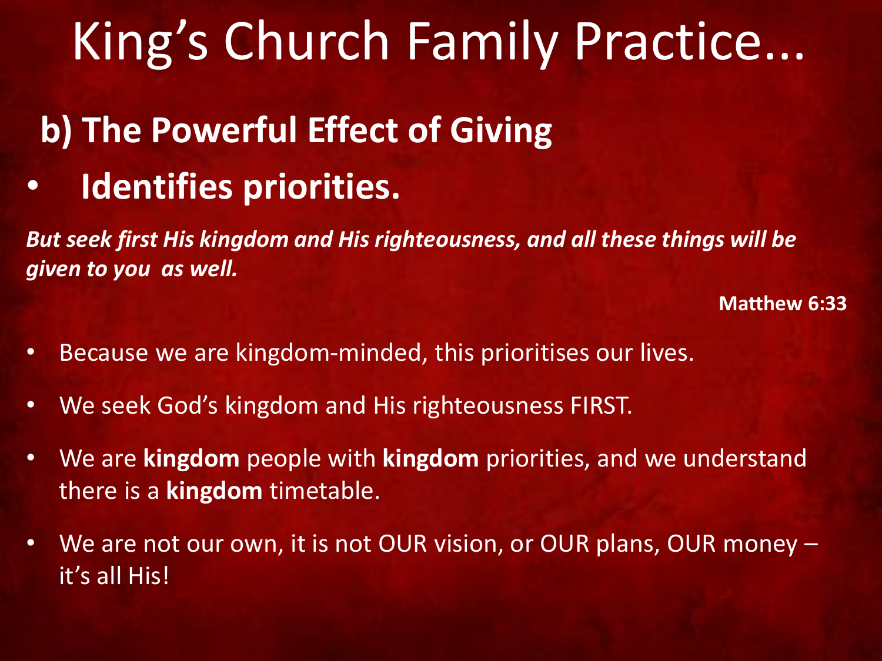# King's Church Family Practice...

## b) The Powerful Effect of Giving

- **Identifies priorities.**

***But seek first His kingdom and His righteousness, and all these things will be given to you  as well.***

**Matthew 6:33**

- Because we are kingdom-minded, this prioritises our lives.
- We seek God's kingdom and His righteousness FIRST.
- We are **kingdom** people with **kingdom** priorities, and we understand there is a **kingdom** timetable.
- We are not our own, it is not OUR vision, or OUR plans, OUR money – it's all His!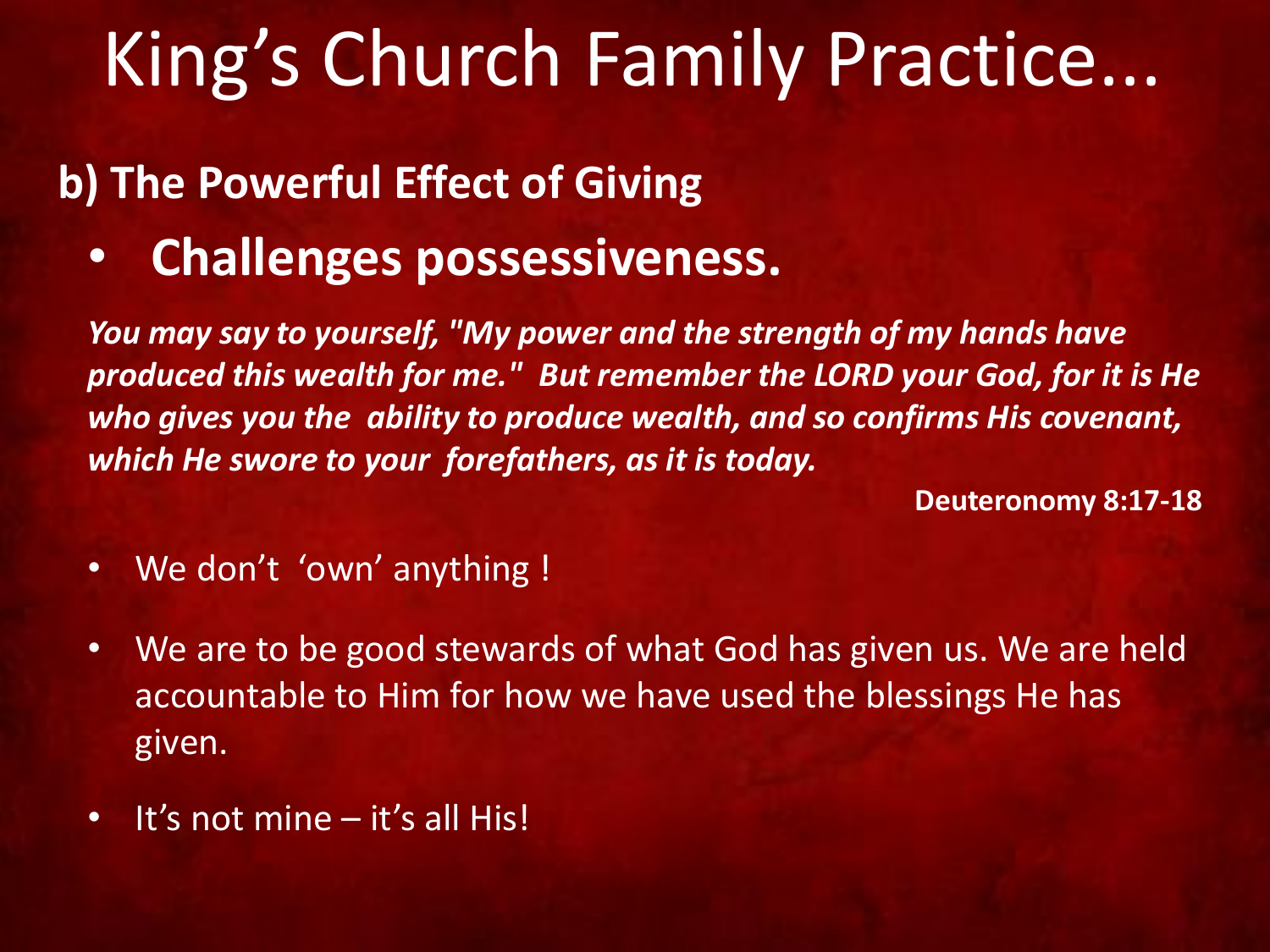# King's Church Family Practice...

## b) The Powerful Effect of Giving

- **Challenges possessiveness.**

***You may say to yourself, "My power and the strength of my hands have produced this wealth for me." But remember the LORD your God, for it is He who gives you the ability to produce wealth, and so confirms His covenant, which He swore to your forefathers, as it is today.***

**Deuteronomy 8:17-18**

- We don't 'own' anything !
- We are to be good stewards of what God has given us. We are held accountable to Him for how we have used the blessings He has given.
- It's not mine – it's all His!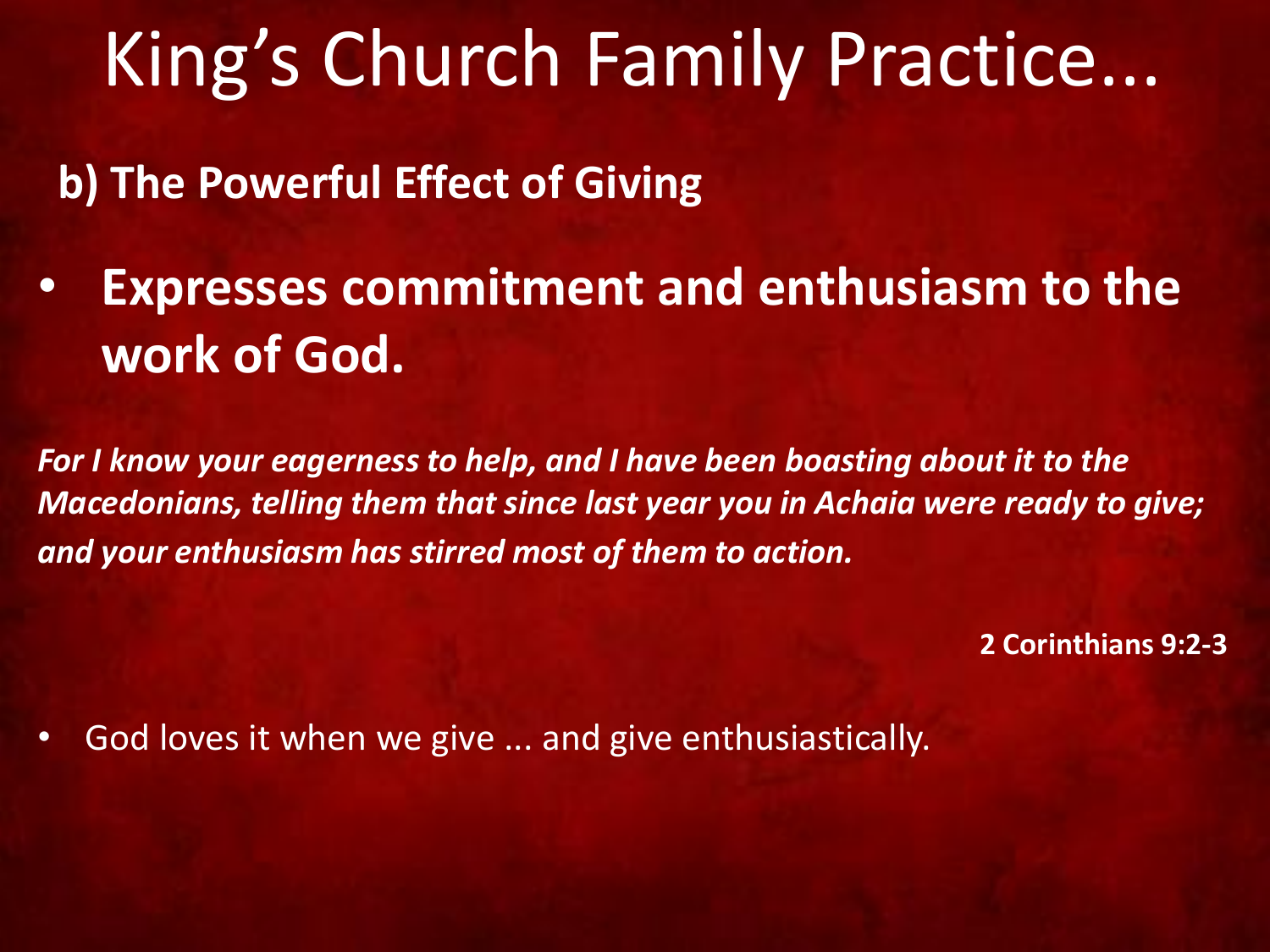# King's Church Family Practice...

## b) The Powerful Effect of Giving

- **Expresses commitment and enthusiasm to the work of God.**

***For I know your eagerness to help, and I have been boasting about it to the Macedonians, telling them that since last year you in Achaia were ready to give; and your enthusiasm has stirred most of them to action.***

**2 Corinthians 9:2-3**

- God loves it when we give ... and give enthusiastically.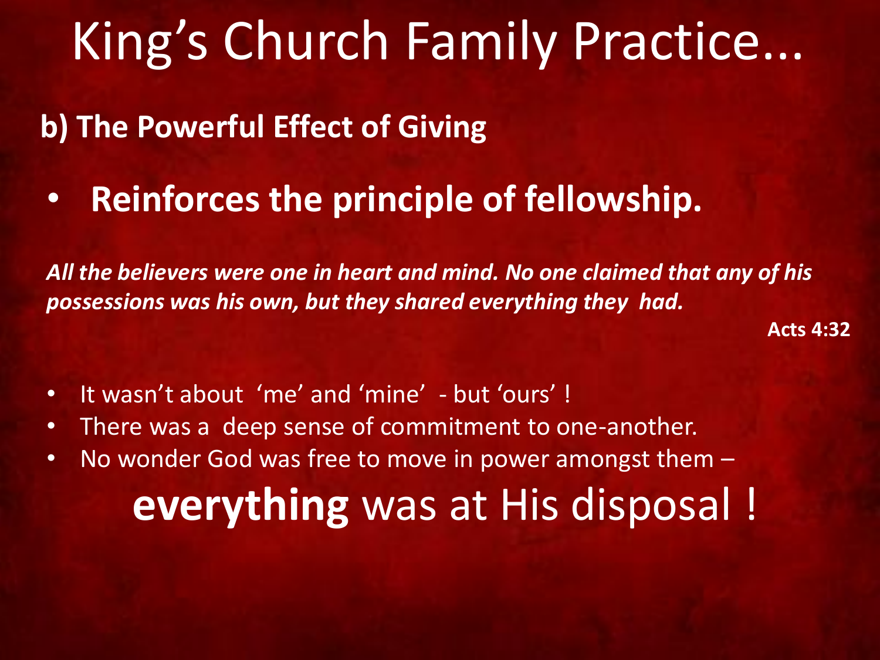# King’s Church Family Practice...

## b) The Powerful Effect of Giving

- **Reinforces the principle of fellowship.**

***All the believers were one in heart and mind. No one claimed that any of his possessions was his own, but they shared everything they had.***

**Acts 4:32**

- It wasn’t about ‘me’ and ‘mine’ - but ‘ours’ !
- There was a deep sense of commitment to one-another.
- No wonder God was free to move in power amongst them –

**everything** was at His disposal !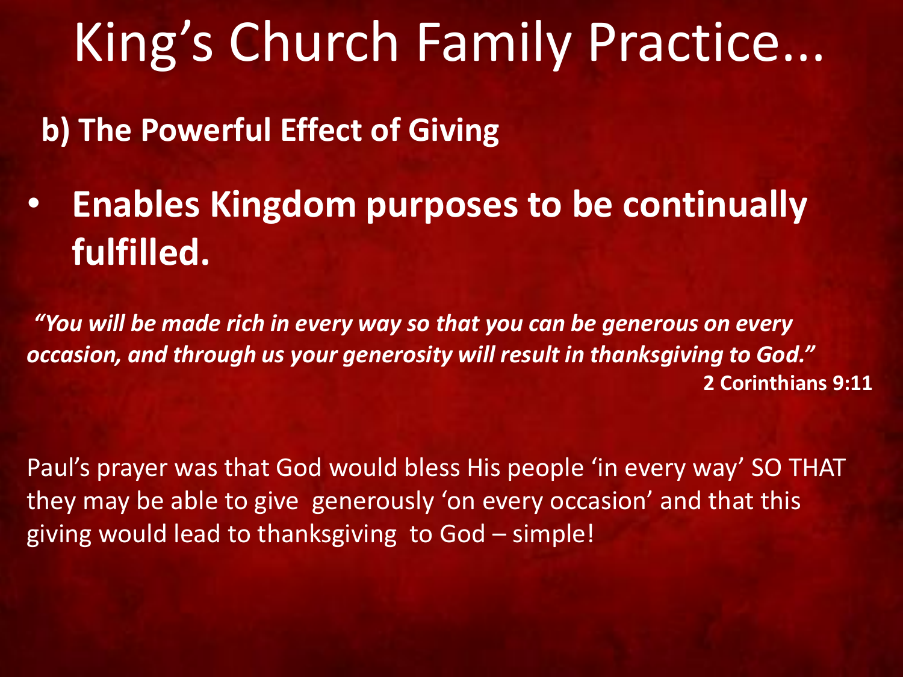# King's Church Family Practice...

**b) The Powerful Effect of Giving**

- **Enables Kingdom purposes to be continually fulfilled.**

***"You will be made rich in every way so that you can be generous on every occasion, and through us your generosity will result in thanksgiving to God."***

**2 Corinthians 9:11**

Paul's prayer was that God would bless His people 'in every way' SO THAT they may be able to give generously 'on every occasion' and that this giving would lead to thanksgiving to God – simple!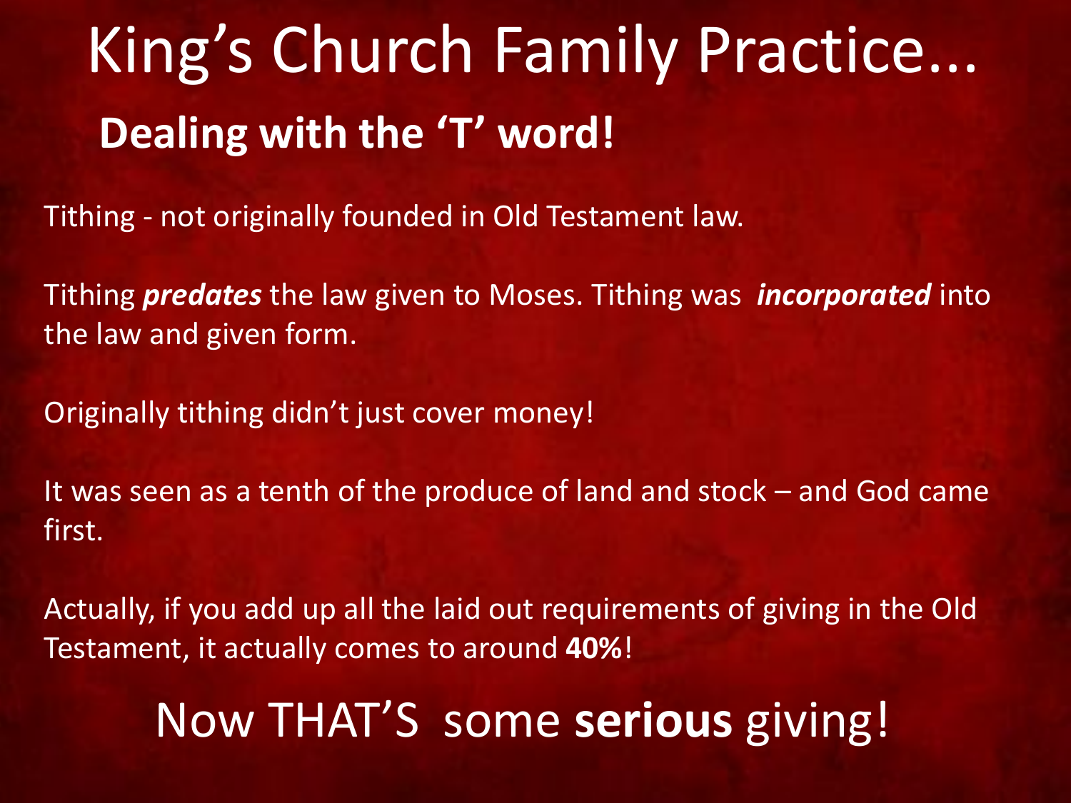# King's Church Family Practice...

## Dealing with the 'T' word!

Tithing - not originally founded in Old Testament law.

Tithing ***predates*** the law given to Moses. Tithing was ***incorporated*** into the law and given form.

Originally tithing didn't just cover money!

It was seen as a tenth of the produce of land and stock – and God came first.

Actually, if you add up all the laid out requirements of giving in the Old Testament, it actually comes to around **40%**!

Now THAT'S some **serious** giving!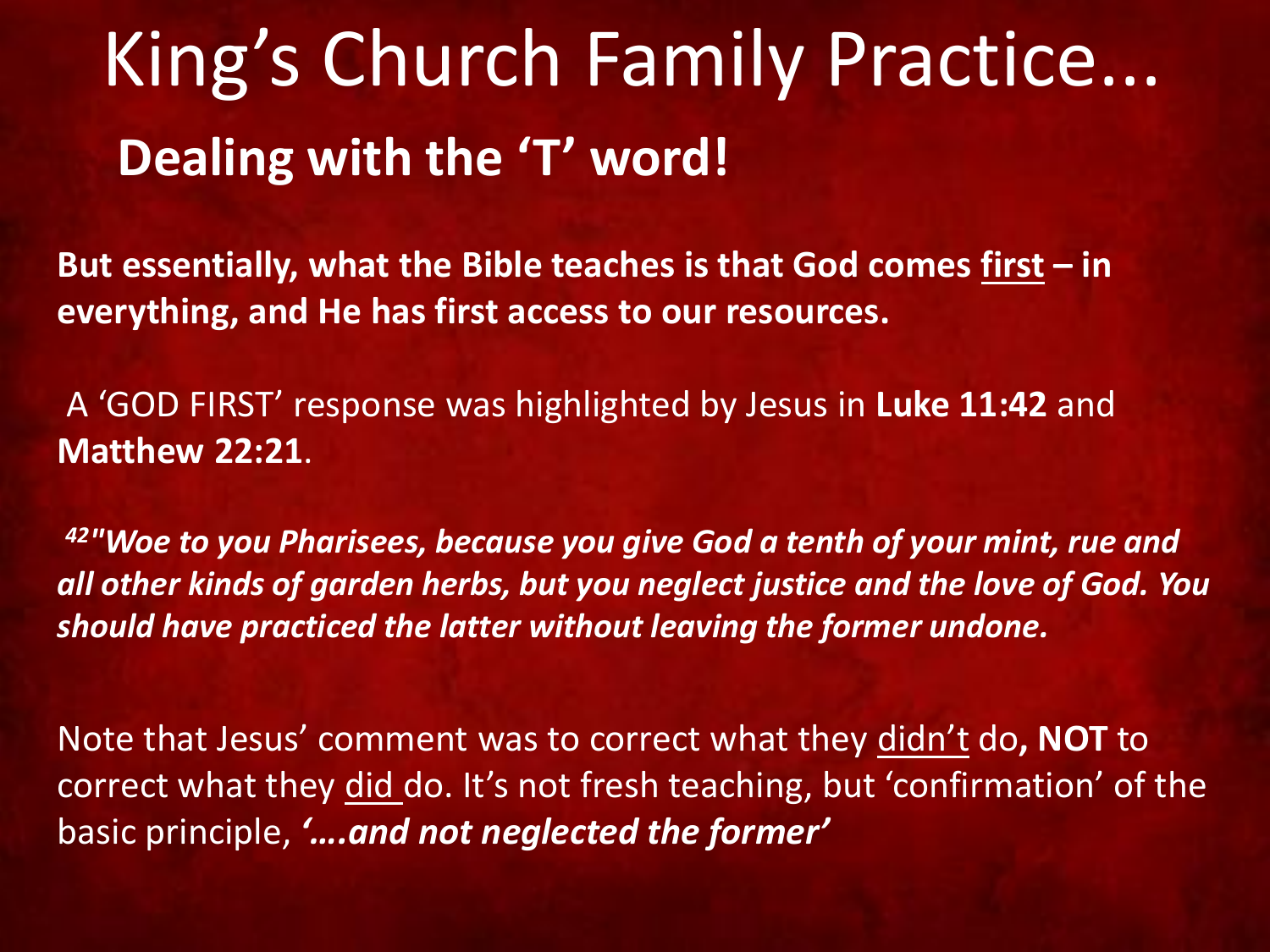# King's Church Family Practice...

## Dealing with the 'T' word!

**But essentially, what the Bible teaches is that God comes <u>first</u> – in everything, and He has first access to our resources.**

A 'GOD FIRST' response was highlighted by Jesus in **Luke 11:42** and **Matthew 22:21**.

***[42] "Woe to you Pharisees, because you give God a tenth of your mint, rue and all other kinds of garden herbs, but you neglect justice and the love of God. You should have practiced the latter without leaving the former undone.***

Note that Jesus' comment was to correct what they <u>didn't</u> do**, NOT** to correct what they <u>did</u> do. It's not fresh teaching, but 'confirmation' of the basic principle, ***'….and not neglected the former'***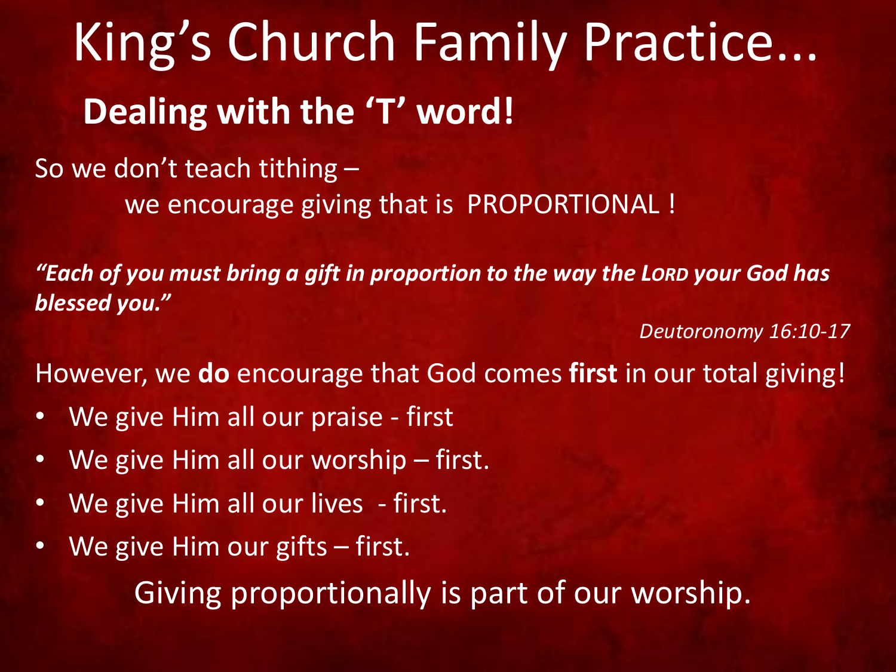# King's Church Family Practice...

## Dealing with the 'T' word!

So we don't teach tithing –

we encourage giving that is PROPORTIONAL !

***"Each of you must bring a gift in proportion to the way the LORD your God has blessed you."***

*Deutoronomy 16:10-17*

However, we **do** encourage that God comes **first** in our total giving!

- We give Him all our praise - first
- We give Him all our worship – first.
- We give Him all our lives - first.
- We give Him our gifts – first.

Giving proportionally is part of our worship.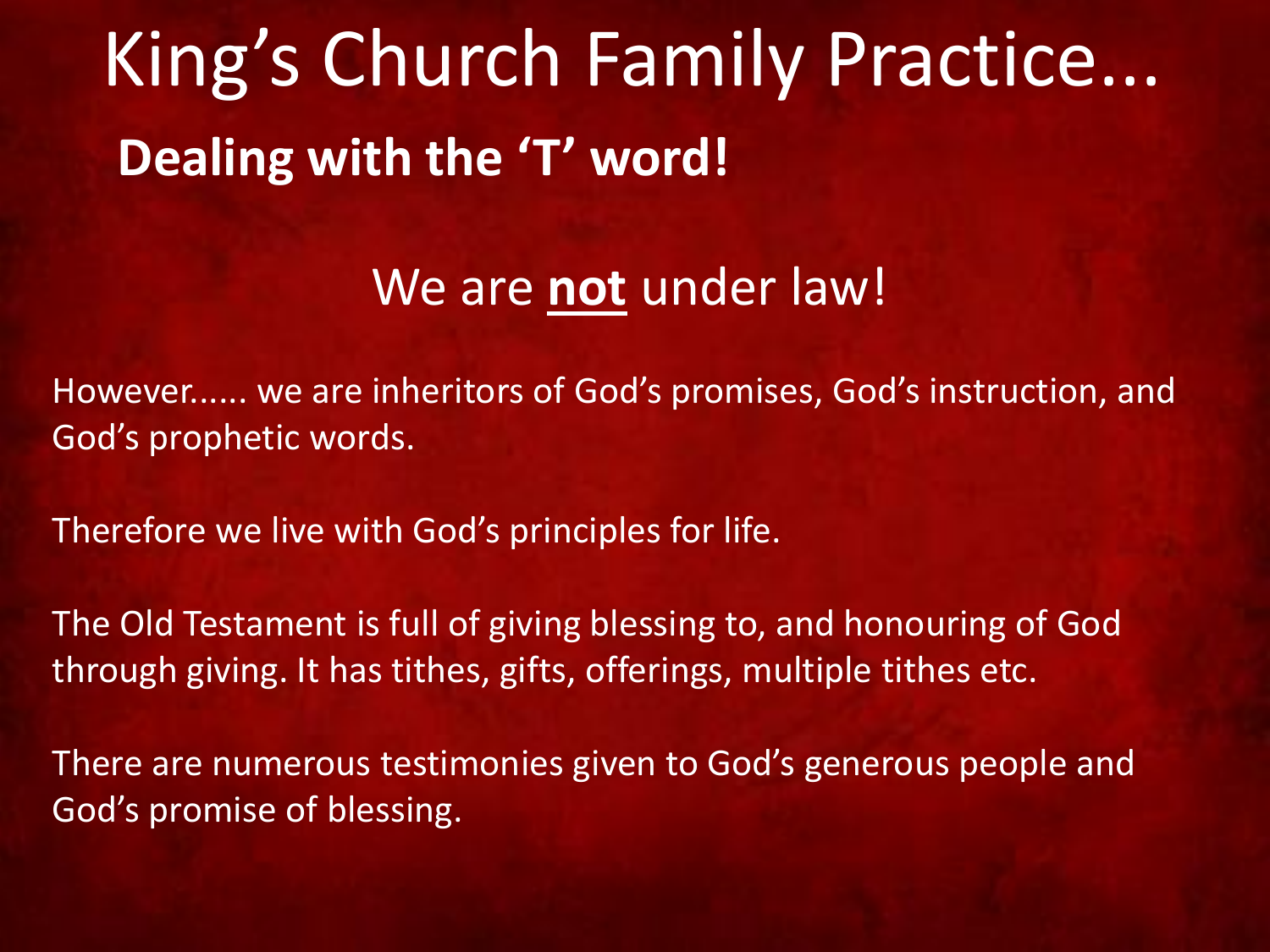# King’s Church Family Practice...

## Dealing with the ‘T’ word!

We are **not** under law!

However...... we are inheritors of God’s promises, God’s instruction, and God’s prophetic words.

Therefore we live with God’s principles for life.

The Old Testament is full of giving blessing to, and honouring of God through giving. It has tithes, gifts, offerings, multiple tithes etc.

There are numerous testimonies given to God’s generous people and God’s promise of blessing.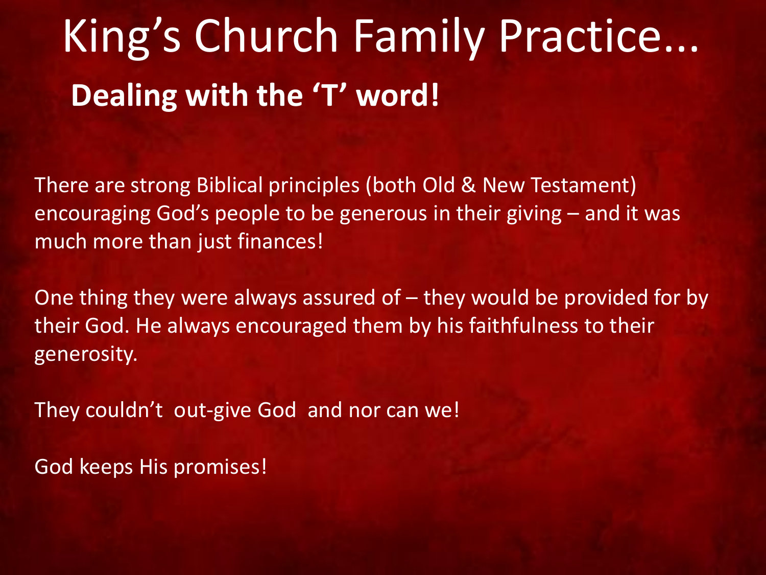# King's Church Family Practice...

## Dealing with the 'T' word!

There are strong Biblical principles (both Old & New Testament) encouraging God's people to be generous in their giving – and it was much more than just finances!

One thing they were always assured of – they would be provided for by their God. He always encouraged them by his faithfulness to their generosity.

They couldn't out-give God and nor can we!

God keeps His promises!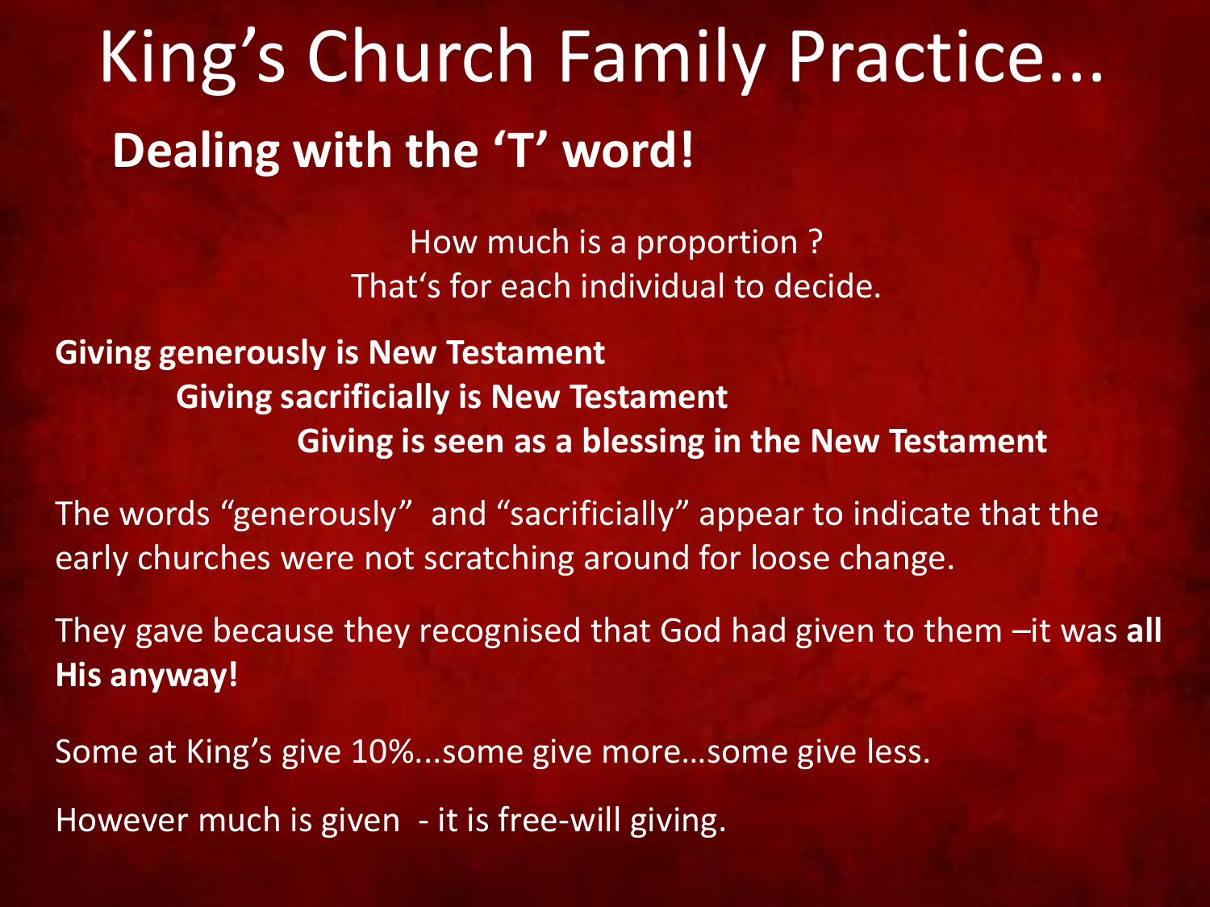# King’s Church Family Practice...

## Dealing with the ‘T’ word!

How much is a proportion ?
That‘s for each individual to decide.

**Giving generously is New Testament**
**Giving sacrificially is New Testament**
**Giving is seen as a blessing in the New Testament**

The words “generously” and “sacrificially” appear to indicate that the early churches were not scratching around for loose change.

They gave because they recognised that God had given to them –it was **all His anyway!**

Some at King’s give 10%...some give more…some give less.

However much is given - it is free-will giving.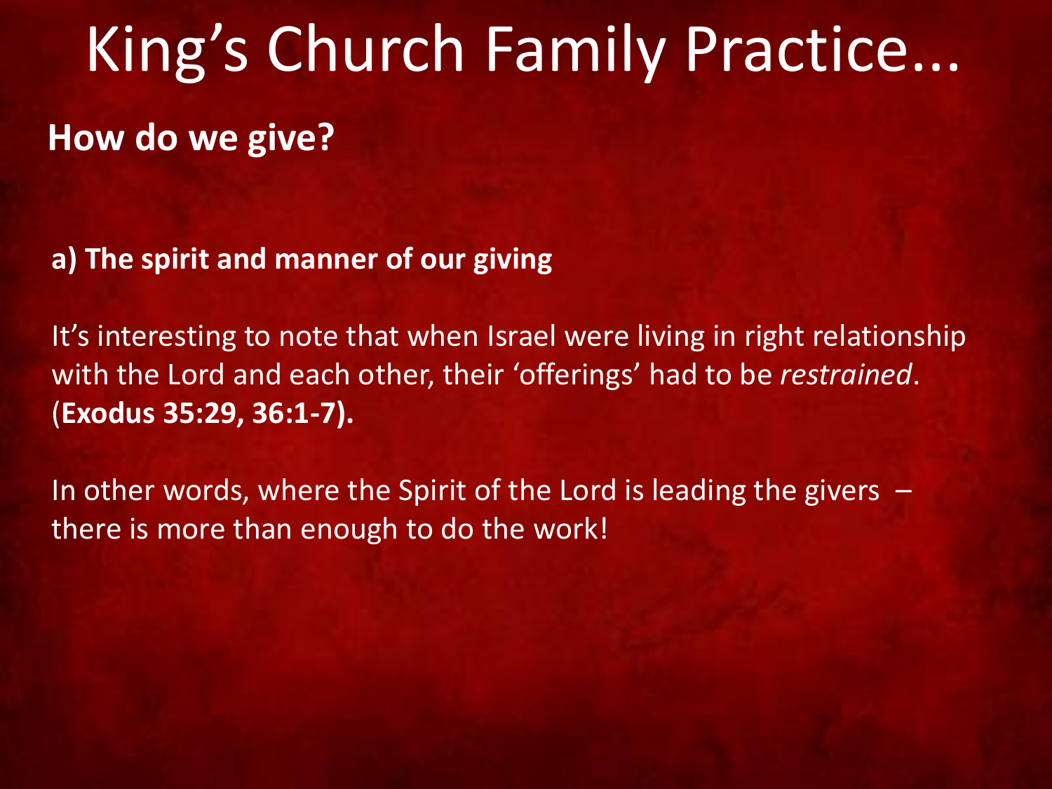# King's Church Family Practice...

## How do we give?

**a) The spirit and manner of our giving**

It's interesting to note that when Israel were living in right relationship with the Lord and each other, their 'offerings' had to be *restrained*. (**Exodus 35:29, 36:1-7).**

In other words, where the Spirit of the Lord is leading the givers – there is more than enough to do the work!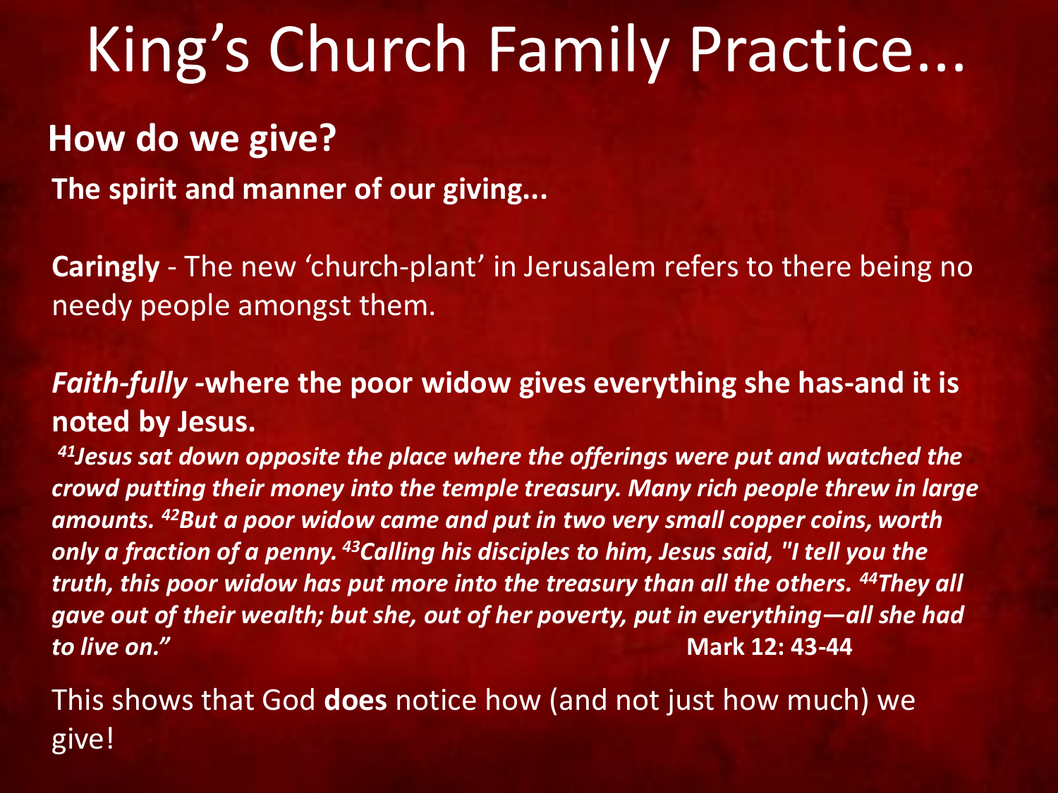# King’s Church Family Practice...

## How do we give?

**The spirit and manner of our giving...**

**Caringly** - The new ‘church-plant’ in Jerusalem refers to there being no needy people amongst them.

***Faith-fully*** **-where the poor widow gives everything she has-and it is noted by Jesus.**

***[41]Jesus sat down opposite the place where the offerings were put and watched the crowd putting their money into the temple treasury. Many rich people threw in large amounts. [42]But a poor widow came and put in two very small copper coins, worth only a fraction of a penny. [43]Calling his disciples to him, Jesus said, "I tell you the truth, this poor widow has put more into the treasury than all the others. [44]They all gave out of their wealth; but she, out of her poverty, put in everything—all she had to live on.”*** **Mark 12: 43-44**

This shows that God **does** notice how (and not just how much) we give!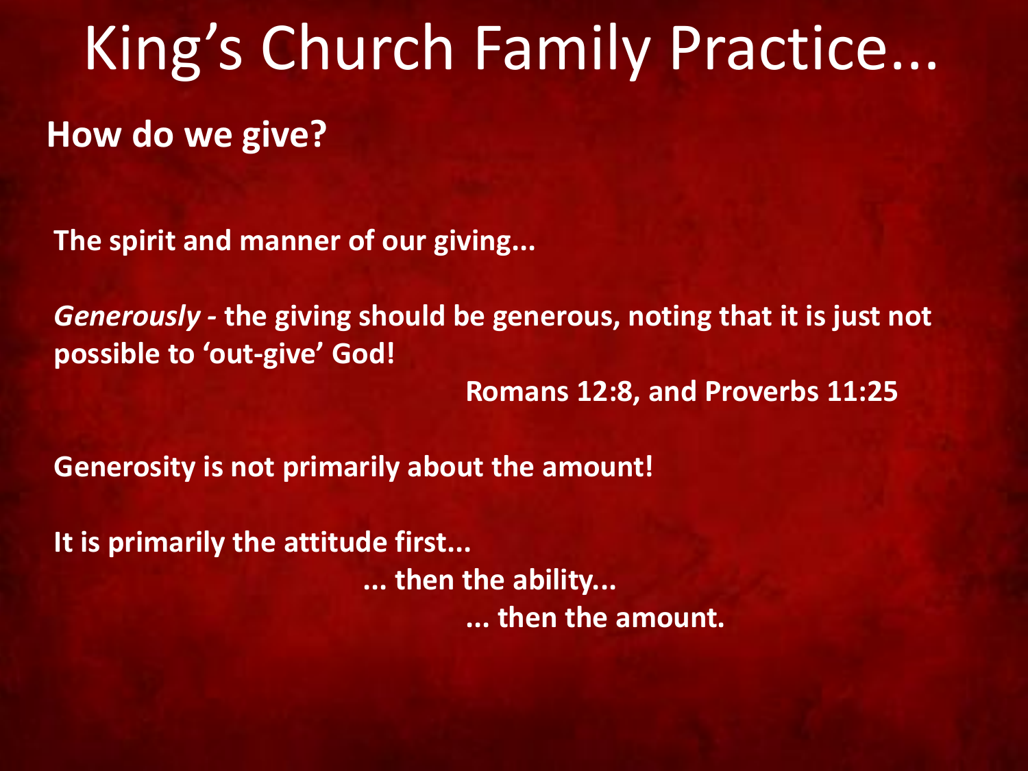# King's Church Family Practice...

## How do we give?

**The spirit and manner of our giving...**

***Generously*** **- the giving should be generous, noting that it is just not possible to 'out-give' God!**

**Romans 12:8, and Proverbs 11:25**

**Generosity is not primarily about the amount!**

**It is primarily the attitude first...**

**... then the ability...**

**... then the amount.**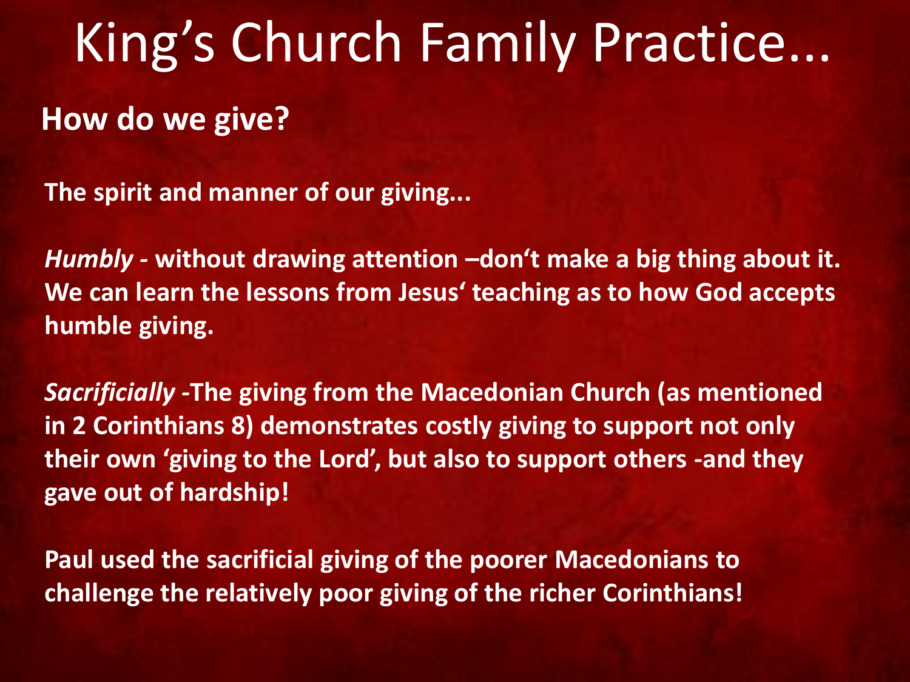# King's Church Family Practice...

## How do we give?

**The spirit and manner of our giving...**

***Humbly* - without drawing attention –don't make a big thing about it. We can learn the lessons from Jesus' teaching as to how God accepts humble giving.**

***Sacrificially* -The giving from the Macedonian Church (as mentioned in 2 Corinthians 8) demonstrates costly giving to support not only their own 'giving to the Lord', but also to support others -and they gave out of hardship!**

**Paul used the sacrificial giving of the poorer Macedonians to challenge the relatively poor giving of the richer Corinthians!**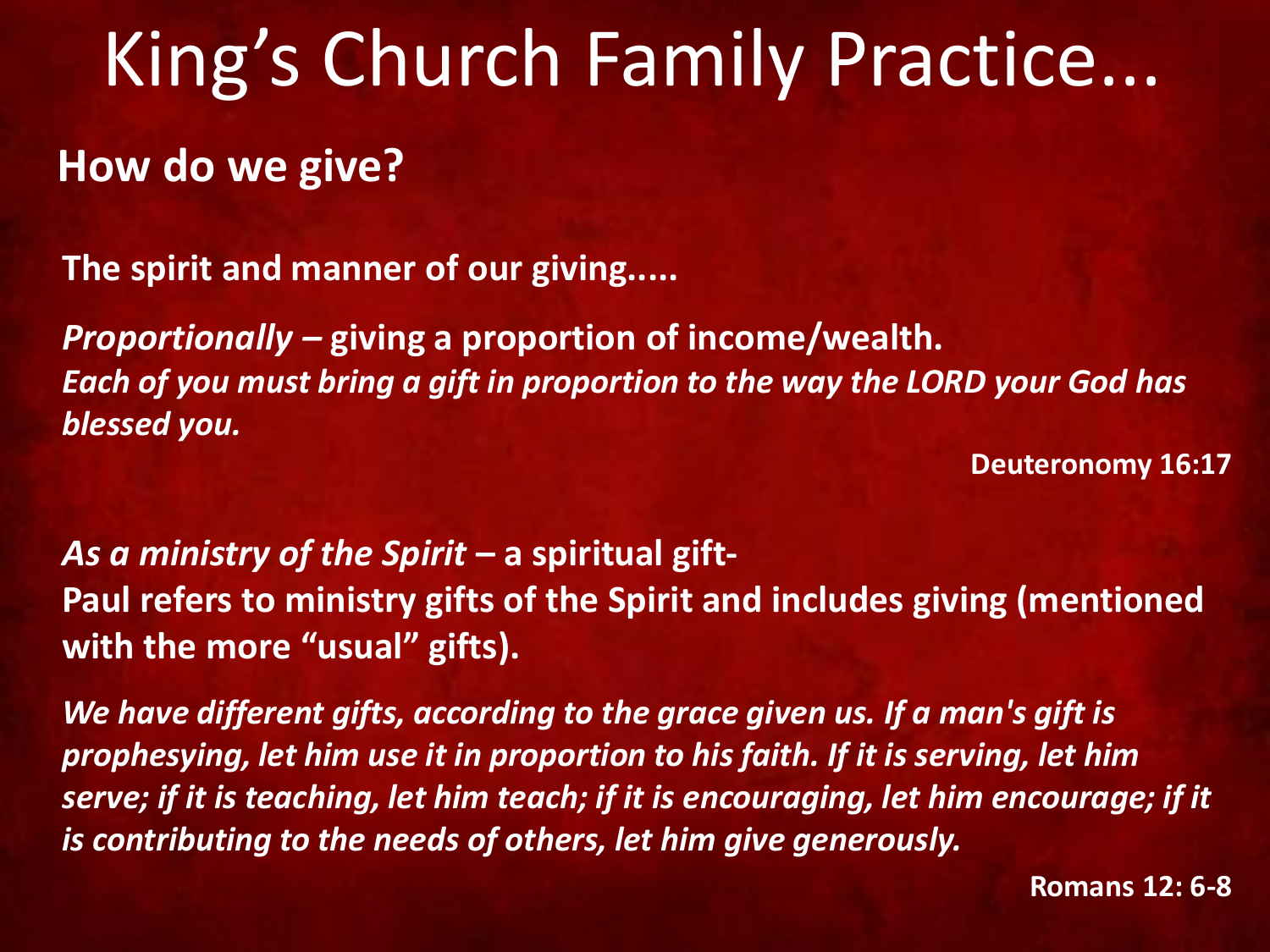# King’s Church Family Practice...

## How do we give?

**The spirit and manner of our giving.....**

***Proportionally* – giving a proportion of income/wealth.**
***Each of you must bring a gift in proportion to the way the LORD your God has blessed you.***

**Deuteronomy 16:17**

***As a ministry of the Spirit* – a spiritual gift-**
**Paul refers to ministry gifts of the Spirit and includes giving (mentioned with the more “usual” gifts).**

***We have different gifts, according to the grace given us. If a man's gift is prophesying, let him use it in proportion to his faith. If it is serving, let him serve; if it is teaching, let him teach; if it is encouraging, let him encourage; if it is contributing to the needs of others, let him give generously.***

**Romans 12: 6-8**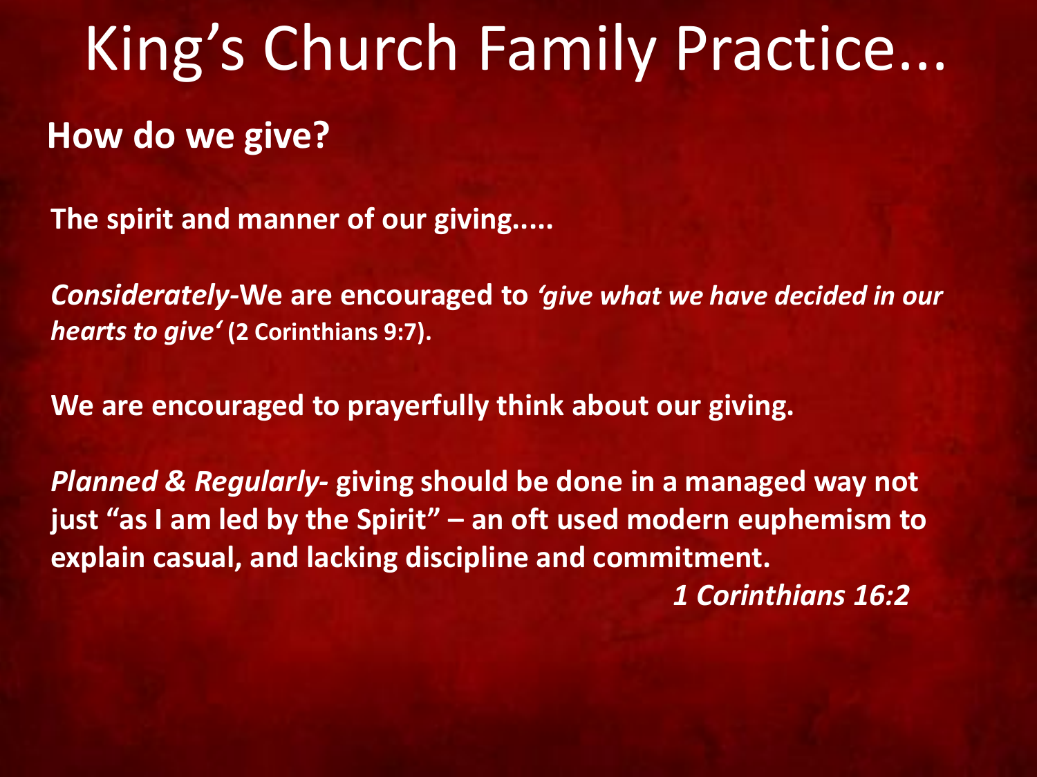# King's Church Family Practice...

**How do we give?**

**The spirit and manner of our giving.....**

***Considerately*-We are encouraged to *'give what we have decided in our hearts to give'* (2 Corinthians 9:7).**

**We are encouraged to prayerfully think about our giving.**

***Planned & Regularly*- giving should be done in a managed way not just "as I am led by the Spirit" – an oft used modern euphemism to explain casual, and lacking discipline and commitment.**

***1 Corinthians 16:2***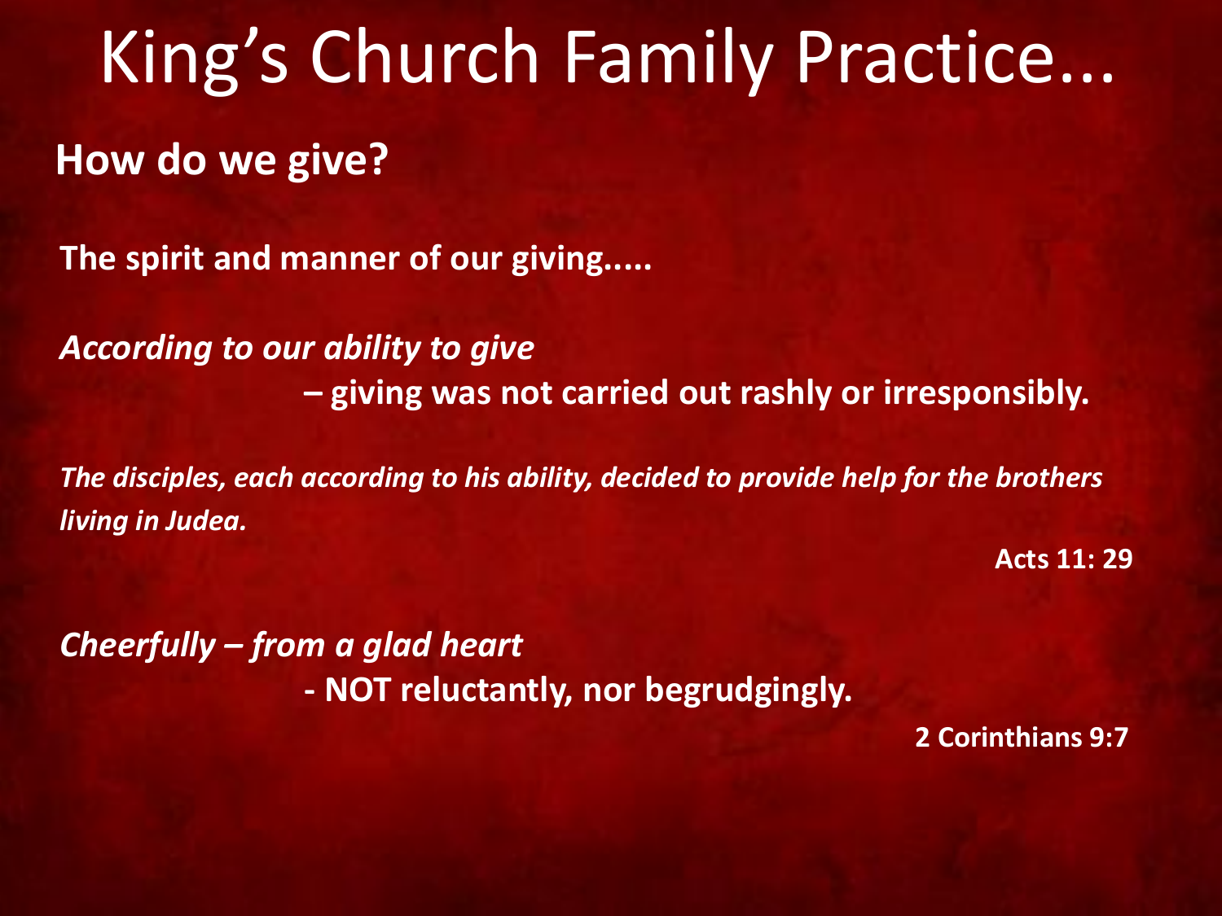# King's Church Family Practice...

## How do we give?

**The spirit and manner of our giving.....**

***According to our ability to give***

**– giving was not carried out rashly or irresponsibly.**

***The disciples, each according to his ability, decided to provide help for the brothers living in Judea.***

**Acts 11: 29**

***Cheerfully – from a glad heart***

**- NOT reluctantly, nor begrudgingly.**

**2 Corinthians 9:7**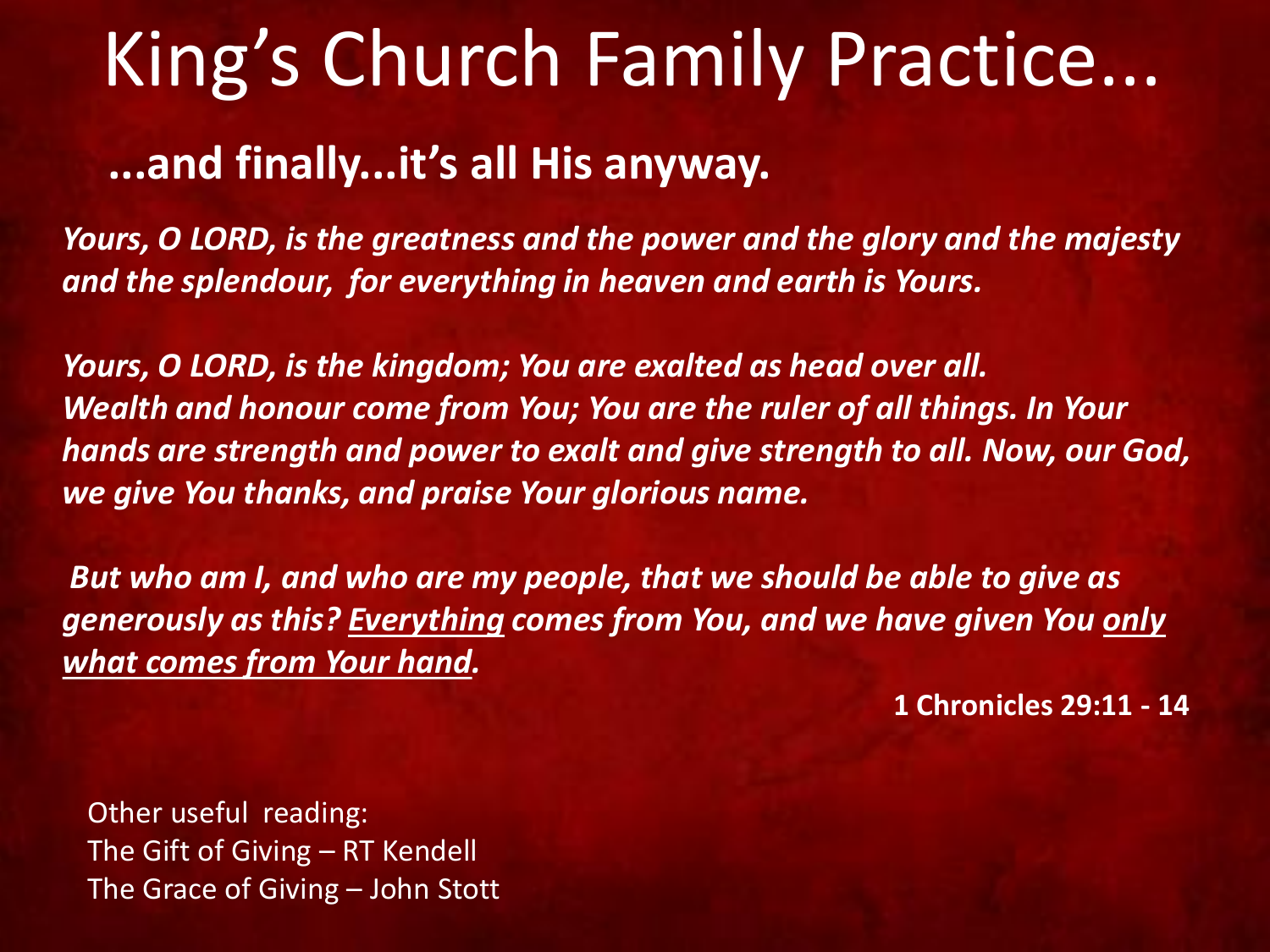# King’s Church Family Practice...

## ...and finally...it’s all His anyway.

***Yours, O LORD, is the greatness and the power and the glory and the majesty and the splendour, for everything in heaven and earth is Yours.***

***Yours, O LORD, is the kingdom; You are exalted as head over all. Wealth and honour come from You; You are the ruler of all things. In Your hands are strength and power to exalt and give strength to all. Now, our God, we give You thanks, and praise Your glorious name.***

***But who am I, and who are my people, that we should be able to give as generously as this? <u>Everything</u> comes from You, and we have given You <u>only what comes from Your hand</u>.***

**1 Chronicles 29:11 - 14**

Other useful reading:
The Gift of Giving – RT Kendell
The Grace of Giving – John Stott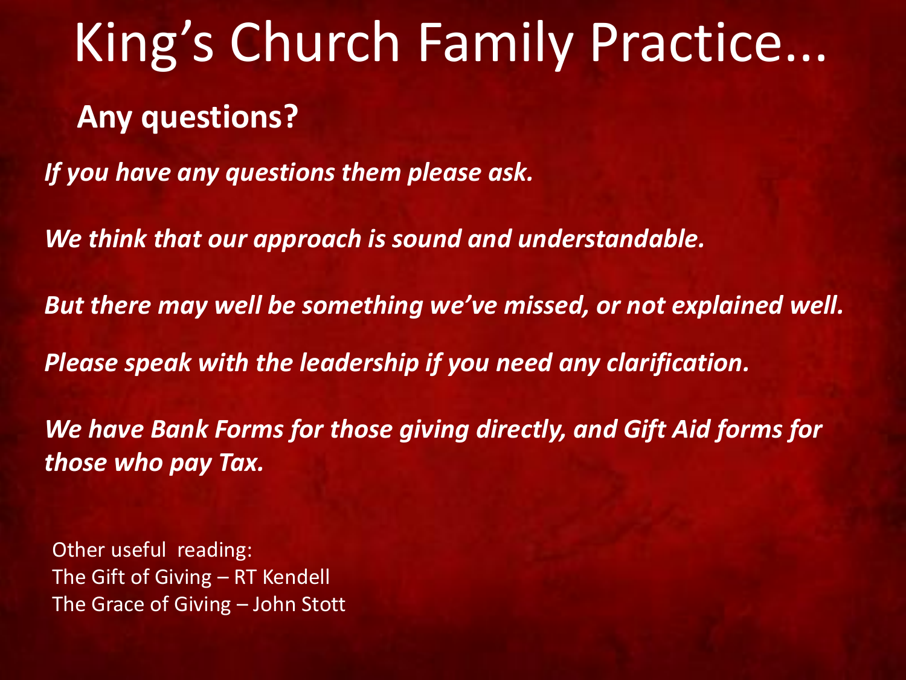# King’s Church Family Practice...

## Any questions?

***If you have any questions them please ask.***

***We think that our approach is sound and understandable.***

***But there may well be something we’ve missed, or not explained well.***

***Please speak with the leadership if you need any clarification.***

***We have Bank Forms for those giving directly, and Gift Aid forms for those who pay Tax.***

Other useful reading:
The Gift of Giving – RT Kendell
The Grace of Giving – John Stott